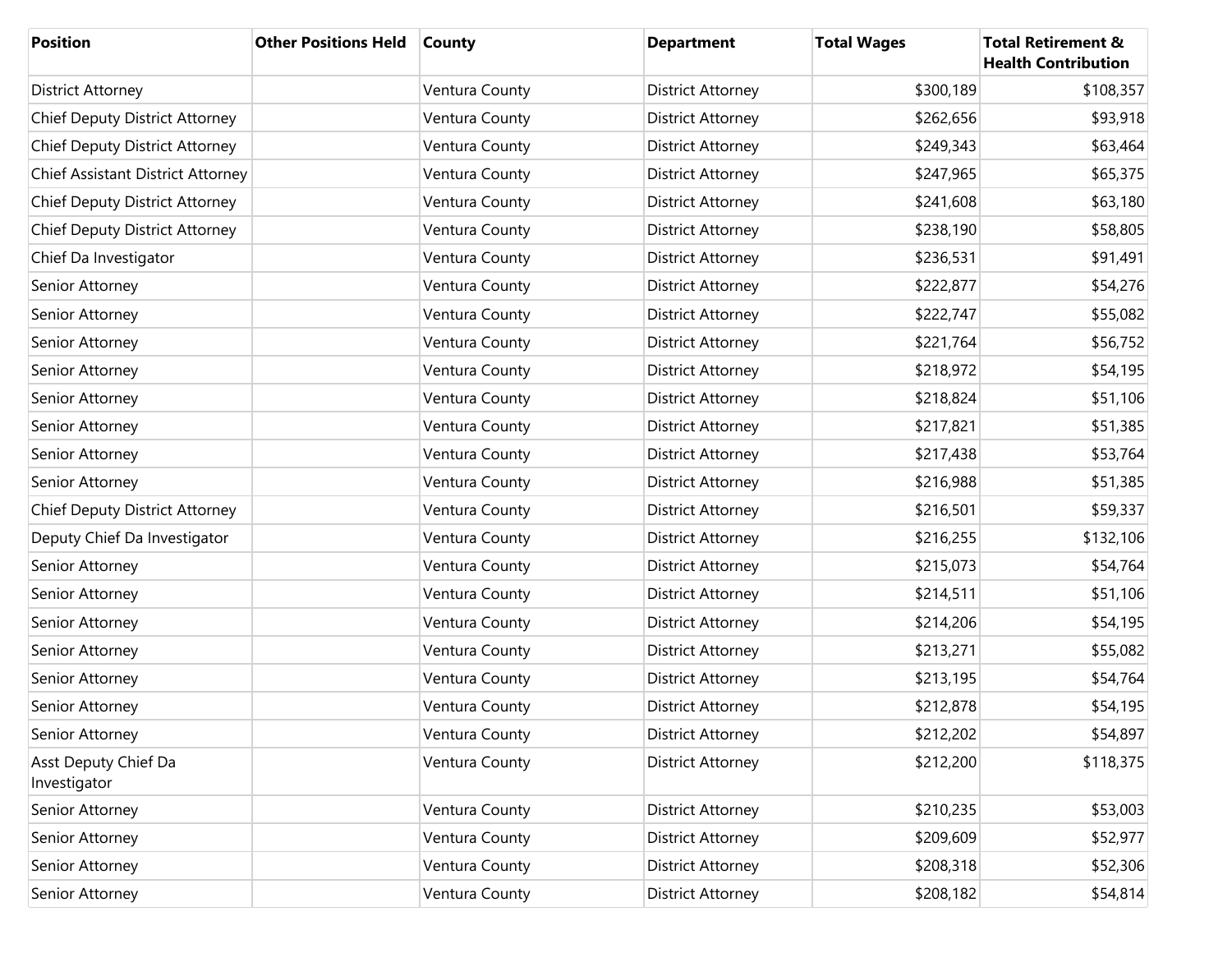| Position | Other Positions Held | County | Department | Total Wages | Total Retirement & Health Contribution |
|---|---|---|---|---|---|
| District Attorney | | Ventura County | District Attorney | $300,189 | $108,357 |
| Chief Deputy District Attorney | | Ventura County | District Attorney | $262,656 | $93,918 |
| Chief Deputy District Attorney | | Ventura County | District Attorney | $249,343 | $63,464 |
| Chief Assistant District Attorney | | Ventura County | District Attorney | $247,965 | $65,375 |
| Chief Deputy District Attorney | | Ventura County | District Attorney | $241,608 | $63,180 |
| Chief Deputy District Attorney | | Ventura County | District Attorney | $238,190 | $58,805 |
| Chief Da Investigator | | Ventura County | District Attorney | $236,531 | $91,491 |
| Senior Attorney | | Ventura County | District Attorney | $222,877 | $54,276 |
| Senior Attorney | | Ventura County | District Attorney | $222,747 | $55,082 |
| Senior Attorney | | Ventura County | District Attorney | $221,764 | $56,752 |
| Senior Attorney | | Ventura County | District Attorney | $218,972 | $54,195 |
| Senior Attorney | | Ventura County | District Attorney | $218,824 | $51,106 |
| Senior Attorney | | Ventura County | District Attorney | $217,821 | $51,385 |
| Senior Attorney | | Ventura County | District Attorney | $217,438 | $53,764 |
| Senior Attorney | | Ventura County | District Attorney | $216,988 | $51,385 |
| Chief Deputy District Attorney | | Ventura County | District Attorney | $216,501 | $59,337 |
| Deputy Chief Da Investigator | | Ventura County | District Attorney | $216,255 | $132,106 |
| Senior Attorney | | Ventura County | District Attorney | $215,073 | $54,764 |
| Senior Attorney | | Ventura County | District Attorney | $214,511 | $51,106 |
| Senior Attorney | | Ventura County | District Attorney | $214,206 | $54,195 |
| Senior Attorney | | Ventura County | District Attorney | $213,271 | $55,082 |
| Senior Attorney | | Ventura County | District Attorney | $213,195 | $54,764 |
| Senior Attorney | | Ventura County | District Attorney | $212,878 | $54,195 |
| Senior Attorney | | Ventura County | District Attorney | $212,202 | $54,897 |
| Asst Deputy Chief Da Investigator | | Ventura County | District Attorney | $212,200 | $118,375 |
| Senior Attorney | | Ventura County | District Attorney | $210,235 | $53,003 |
| Senior Attorney | | Ventura County | District Attorney | $209,609 | $52,977 |
| Senior Attorney | | Ventura County | District Attorney | $208,318 | $52,306 |
| Senior Attorney | | Ventura County | District Attorney | $208,182 | $54,814 |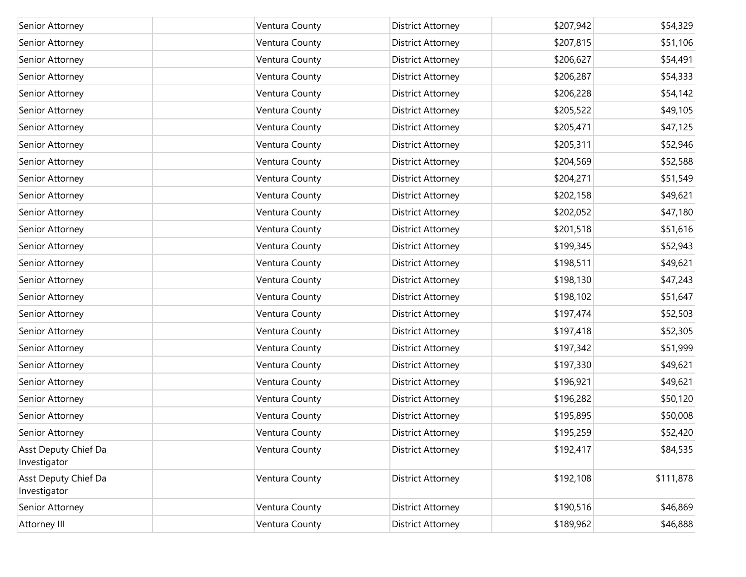| | | | | | |
|---|---|---|---|---|---|
| Senior Attorney | | Ventura County | District Attorney | $207,942 | $54,329 |
| Senior Attorney | | Ventura County | District Attorney | $207,815 | $51,106 |
| Senior Attorney | | Ventura County | District Attorney | $206,627 | $54,491 |
| Senior Attorney | | Ventura County | District Attorney | $206,287 | $54,333 |
| Senior Attorney | | Ventura County | District Attorney | $206,228 | $54,142 |
| Senior Attorney | | Ventura County | District Attorney | $205,522 | $49,105 |
| Senior Attorney | | Ventura County | District Attorney | $205,471 | $47,125 |
| Senior Attorney | | Ventura County | District Attorney | $205,311 | $52,946 |
| Senior Attorney | | Ventura County | District Attorney | $204,569 | $52,588 |
| Senior Attorney | | Ventura County | District Attorney | $204,271 | $51,549 |
| Senior Attorney | | Ventura County | District Attorney | $202,158 | $49,621 |
| Senior Attorney | | Ventura County | District Attorney | $202,052 | $47,180 |
| Senior Attorney | | Ventura County | District Attorney | $201,518 | $51,616 |
| Senior Attorney | | Ventura County | District Attorney | $199,345 | $52,943 |
| Senior Attorney | | Ventura County | District Attorney | $198,511 | $49,621 |
| Senior Attorney | | Ventura County | District Attorney | $198,130 | $47,243 |
| Senior Attorney | | Ventura County | District Attorney | $198,102 | $51,647 |
| Senior Attorney | | Ventura County | District Attorney | $197,474 | $52,503 |
| Senior Attorney | | Ventura County | District Attorney | $197,418 | $52,305 |
| Senior Attorney | | Ventura County | District Attorney | $197,342 | $51,999 |
| Senior Attorney | | Ventura County | District Attorney | $197,330 | $49,621 |
| Senior Attorney | | Ventura County | District Attorney | $196,921 | $49,621 |
| Senior Attorney | | Ventura County | District Attorney | $196,282 | $50,120 |
| Senior Attorney | | Ventura County | District Attorney | $195,895 | $50,008 |
| Senior Attorney | | Ventura County | District Attorney | $195,259 | $52,420 |
| Asst Deputy Chief Da Investigator | | Ventura County | District Attorney | $192,417 | $84,535 |
| Asst Deputy Chief Da Investigator | | Ventura County | District Attorney | $192,108 | $111,878 |
| Senior Attorney | | Ventura County | District Attorney | $190,516 | $46,869 |
| Attorney III | | Ventura County | District Attorney | $189,962 | $46,888 |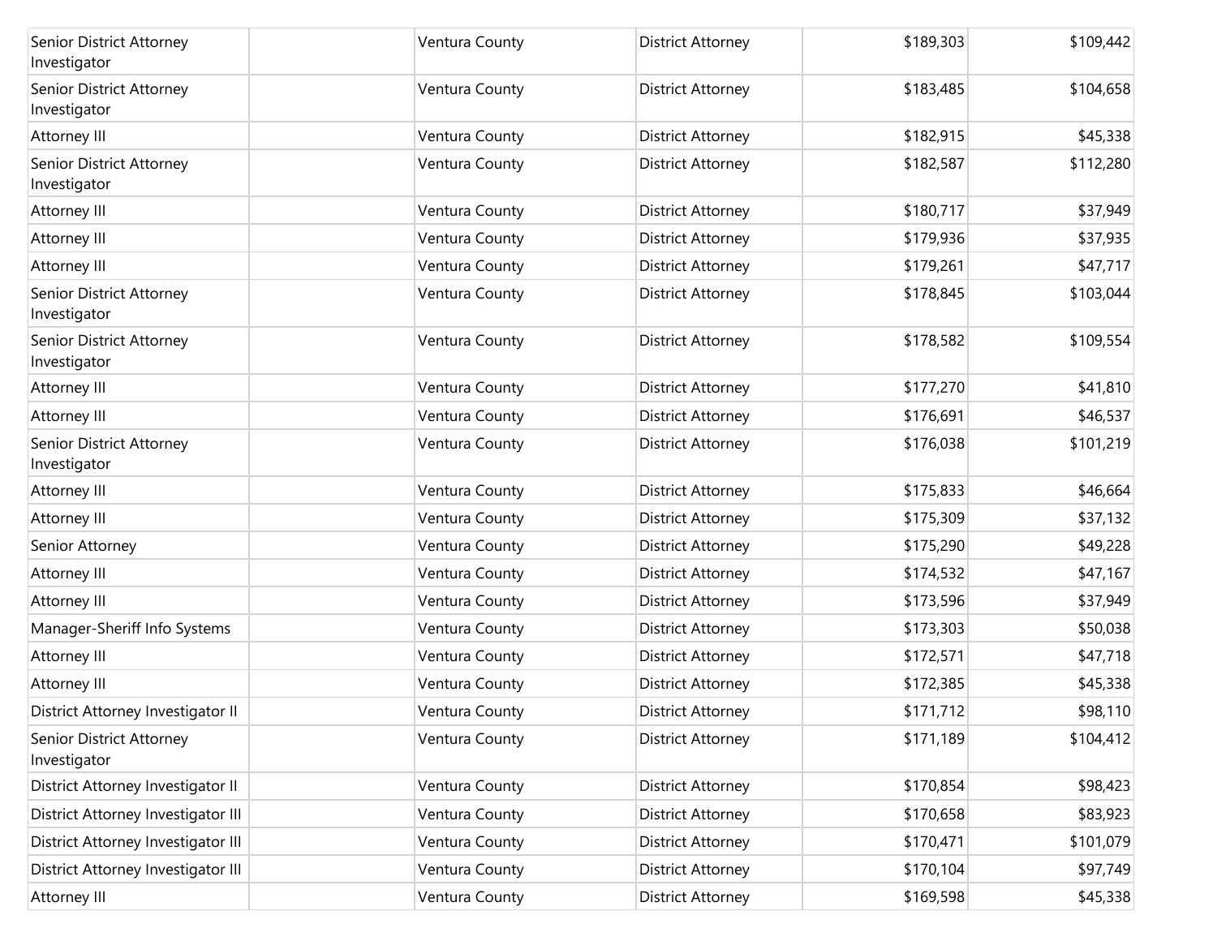| | | | | | |
|---|---|---|---|---|---|
| Senior District Attorney Investigator | | Ventura County | District Attorney | $189,303 | $109,442 |
| Senior District Attorney Investigator | | Ventura County | District Attorney | $183,485 | $104,658 |
| Attorney III | | Ventura County | District Attorney | $182,915 | $45,338 |
| Senior District Attorney Investigator | | Ventura County | District Attorney | $182,587 | $112,280 |
| Attorney III | | Ventura County | District Attorney | $180,717 | $37,949 |
| Attorney III | | Ventura County | District Attorney | $179,936 | $37,935 |
| Attorney III | | Ventura County | District Attorney | $179,261 | $47,717 |
| Senior District Attorney Investigator | | Ventura County | District Attorney | $178,845 | $103,044 |
| Senior District Attorney Investigator | | Ventura County | District Attorney | $178,582 | $109,554 |
| Attorney III | | Ventura County | District Attorney | $177,270 | $41,810 |
| Attorney III | | Ventura County | District Attorney | $176,691 | $46,537 |
| Senior District Attorney Investigator | | Ventura County | District Attorney | $176,038 | $101,219 |
| Attorney III | | Ventura County | District Attorney | $175,833 | $46,664 |
| Attorney III | | Ventura County | District Attorney | $175,309 | $37,132 |
| Senior Attorney | | Ventura County | District Attorney | $175,290 | $49,228 |
| Attorney III | | Ventura County | District Attorney | $174,532 | $47,167 |
| Attorney III | | Ventura County | District Attorney | $173,596 | $37,949 |
| Manager-Sheriff Info Systems | | Ventura County | District Attorney | $173,303 | $50,038 |
| Attorney III | | Ventura County | District Attorney | $172,571 | $47,718 |
| Attorney III | | Ventura County | District Attorney | $172,385 | $45,338 |
| District Attorney Investigator II | | Ventura County | District Attorney | $171,712 | $98,110 |
| Senior District Attorney Investigator | | Ventura County | District Attorney | $171,189 | $104,412 |
| District Attorney Investigator II | | Ventura County | District Attorney | $170,854 | $98,423 |
| District Attorney Investigator III | | Ventura County | District Attorney | $170,658 | $83,923 |
| District Attorney Investigator III | | Ventura County | District Attorney | $170,471 | $101,079 |
| District Attorney Investigator III | | Ventura County | District Attorney | $170,104 | $97,749 |
| Attorney III | | Ventura County | District Attorney | $169,598 | $45,338 |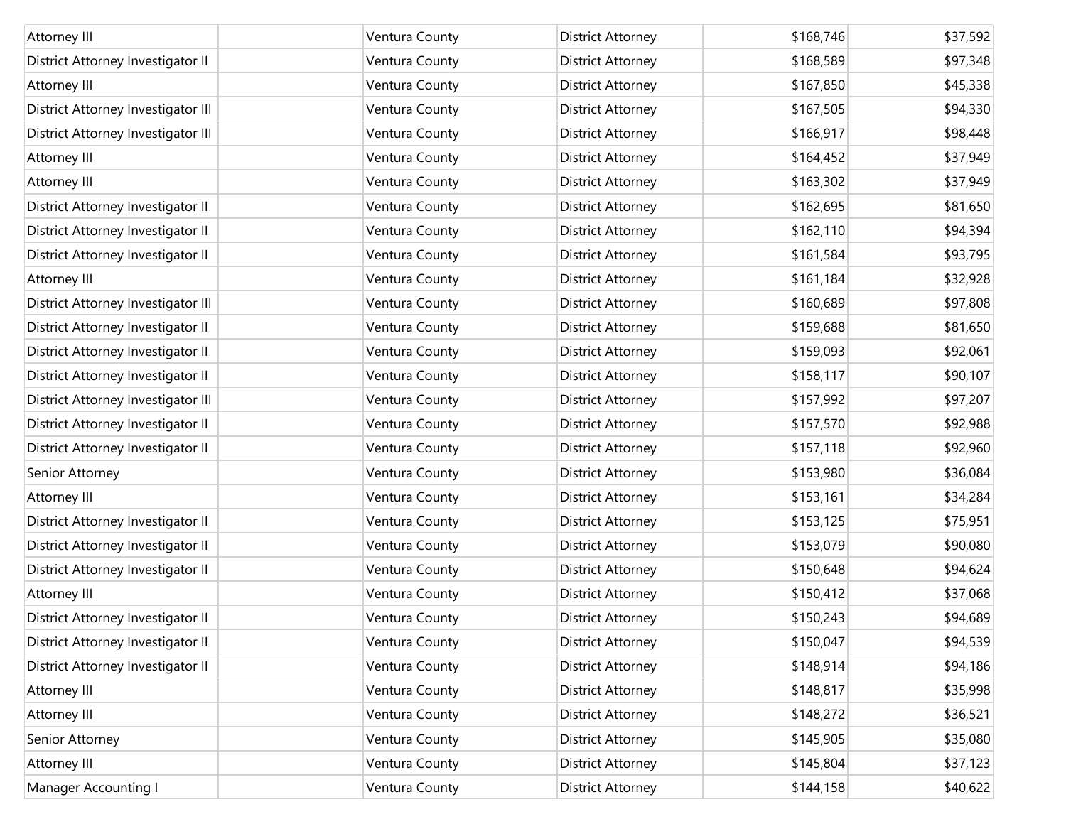| | | | | | |
|---|---|---|---|---|---|
| Attorney III | | Ventura County | District Attorney | $168,746 | $37,592 |
| District Attorney Investigator II | | Ventura County | District Attorney | $168,589 | $97,348 |
| Attorney III | | Ventura County | District Attorney | $167,850 | $45,338 |
| District Attorney Investigator III | | Ventura County | District Attorney | $167,505 | $94,330 |
| District Attorney Investigator III | | Ventura County | District Attorney | $166,917 | $98,448 |
| Attorney III | | Ventura County | District Attorney | $164,452 | $37,949 |
| Attorney III | | Ventura County | District Attorney | $163,302 | $37,949 |
| District Attorney Investigator II | | Ventura County | District Attorney | $162,695 | $81,650 |
| District Attorney Investigator II | | Ventura County | District Attorney | $162,110 | $94,394 |
| District Attorney Investigator II | | Ventura County | District Attorney | $161,584 | $93,795 |
| Attorney III | | Ventura County | District Attorney | $161,184 | $32,928 |
| District Attorney Investigator III | | Ventura County | District Attorney | $160,689 | $97,808 |
| District Attorney Investigator II | | Ventura County | District Attorney | $159,688 | $81,650 |
| District Attorney Investigator II | | Ventura County | District Attorney | $159,093 | $92,061 |
| District Attorney Investigator II | | Ventura County | District Attorney | $158,117 | $90,107 |
| District Attorney Investigator III | | Ventura County | District Attorney | $157,992 | $97,207 |
| District Attorney Investigator II | | Ventura County | District Attorney | $157,570 | $92,988 |
| District Attorney Investigator II | | Ventura County | District Attorney | $157,118 | $92,960 |
| Senior Attorney | | Ventura County | District Attorney | $153,980 | $36,084 |
| Attorney III | | Ventura County | District Attorney | $153,161 | $34,284 |
| District Attorney Investigator II | | Ventura County | District Attorney | $153,125 | $75,951 |
| District Attorney Investigator II | | Ventura County | District Attorney | $153,079 | $90,080 |
| District Attorney Investigator II | | Ventura County | District Attorney | $150,648 | $94,624 |
| Attorney III | | Ventura County | District Attorney | $150,412 | $37,068 |
| District Attorney Investigator II | | Ventura County | District Attorney | $150,243 | $94,689 |
| District Attorney Investigator II | | Ventura County | District Attorney | $150,047 | $94,539 |
| District Attorney Investigator II | | Ventura County | District Attorney | $148,914 | $94,186 |
| Attorney III | | Ventura County | District Attorney | $148,817 | $35,998 |
| Attorney III | | Ventura County | District Attorney | $148,272 | $36,521 |
| Senior Attorney | | Ventura County | District Attorney | $145,905 | $35,080 |
| Attorney III | | Ventura County | District Attorney | $145,804 | $37,123 |
| Manager Accounting I | | Ventura County | District Attorney | $144,158 | $40,622 |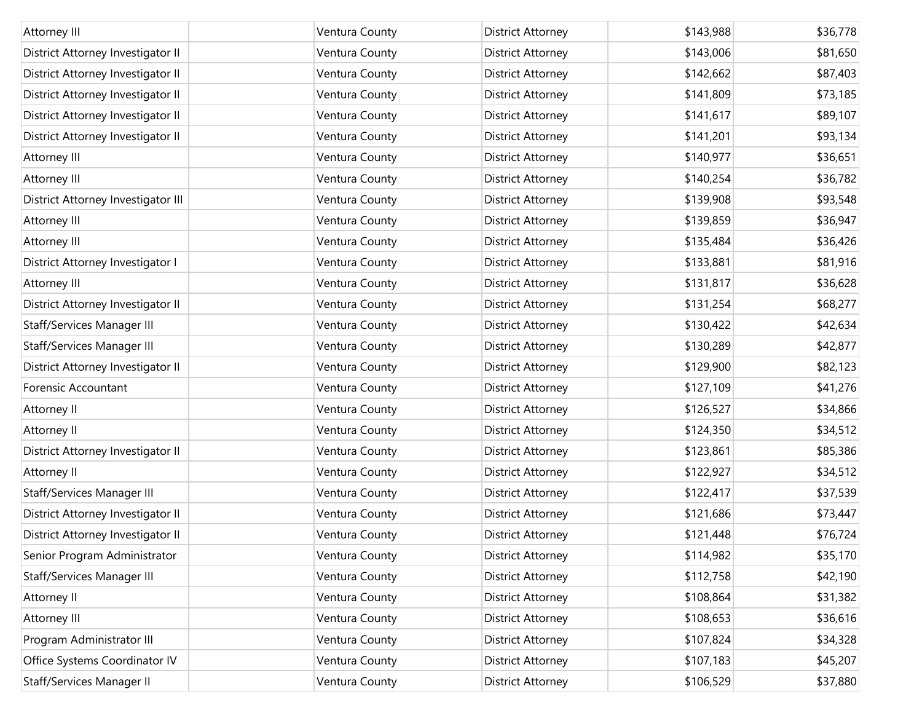| | | | | | |
|---|---|---|---|---|---|
| Attorney III | | Ventura County | District Attorney | $143,988 | $36,778 |
| District Attorney Investigator II | | Ventura County | District Attorney | $143,006 | $81,650 |
| District Attorney Investigator II | | Ventura County | District Attorney | $142,662 | $87,403 |
| District Attorney Investigator II | | Ventura County | District Attorney | $141,809 | $73,185 |
| District Attorney Investigator II | | Ventura County | District Attorney | $141,617 | $89,107 |
| District Attorney Investigator II | | Ventura County | District Attorney | $141,201 | $93,134 |
| Attorney III | | Ventura County | District Attorney | $140,977 | $36,651 |
| Attorney III | | Ventura County | District Attorney | $140,254 | $36,782 |
| District Attorney Investigator III | | Ventura County | District Attorney | $139,908 | $93,548 |
| Attorney III | | Ventura County | District Attorney | $139,859 | $36,947 |
| Attorney III | | Ventura County | District Attorney | $135,484 | $36,426 |
| District Attorney Investigator I | | Ventura County | District Attorney | $133,881 | $81,916 |
| Attorney III | | Ventura County | District Attorney | $131,817 | $36,628 |
| District Attorney Investigator II | | Ventura County | District Attorney | $131,254 | $68,277 |
| Staff/Services Manager III | | Ventura County | District Attorney | $130,422 | $42,634 |
| Staff/Services Manager III | | Ventura County | District Attorney | $130,289 | $42,877 |
| District Attorney Investigator II | | Ventura County | District Attorney | $129,900 | $82,123 |
| Forensic Accountant | | Ventura County | District Attorney | $127,109 | $41,276 |
| Attorney II | | Ventura County | District Attorney | $126,527 | $34,866 |
| Attorney II | | Ventura County | District Attorney | $124,350 | $34,512 |
| District Attorney Investigator II | | Ventura County | District Attorney | $123,861 | $85,386 |
| Attorney II | | Ventura County | District Attorney | $122,927 | $34,512 |
| Staff/Services Manager III | | Ventura County | District Attorney | $122,417 | $37,539 |
| District Attorney Investigator II | | Ventura County | District Attorney | $121,686 | $73,447 |
| District Attorney Investigator II | | Ventura County | District Attorney | $121,448 | $76,724 |
| Senior Program Administrator | | Ventura County | District Attorney | $114,982 | $35,170 |
| Staff/Services Manager III | | Ventura County | District Attorney | $112,758 | $42,190 |
| Attorney II | | Ventura County | District Attorney | $108,864 | $31,382 |
| Attorney III | | Ventura County | District Attorney | $108,653 | $36,616 |
| Program Administrator III | | Ventura County | District Attorney | $107,824 | $34,328 |
| Office Systems Coordinator IV | | Ventura County | District Attorney | $107,183 | $45,207 |
| Staff/Services Manager II | | Ventura County | District Attorney | $106,529 | $37,880 |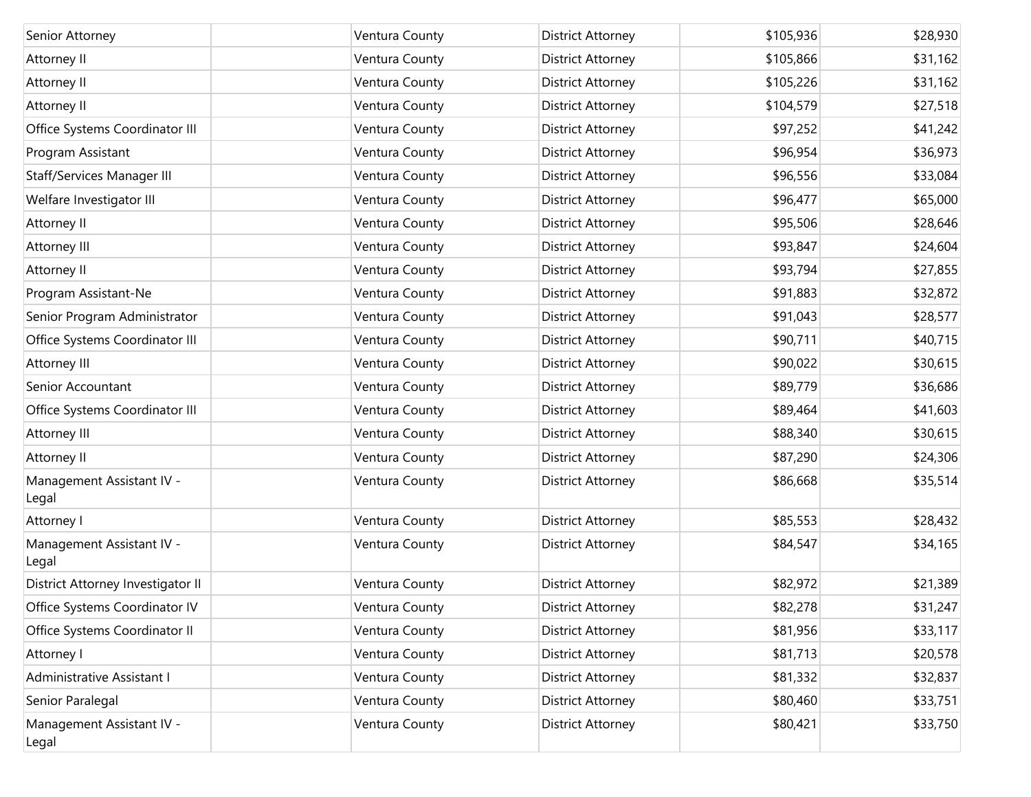| | | | | | |
|---|---|---|---|---|---|
| Senior Attorney | | Ventura County | District Attorney | $105,936 | $28,930 |
| Attorney II | | Ventura County | District Attorney | $105,866 | $31,162 |
| Attorney II | | Ventura County | District Attorney | $105,226 | $31,162 |
| Attorney II | | Ventura County | District Attorney | $104,579 | $27,518 |
| Office Systems Coordinator III | | Ventura County | District Attorney | $97,252 | $41,242 |
| Program Assistant | | Ventura County | District Attorney | $96,954 | $36,973 |
| Staff/Services Manager III | | Ventura County | District Attorney | $96,556 | $33,084 |
| Welfare Investigator III | | Ventura County | District Attorney | $96,477 | $65,000 |
| Attorney II | | Ventura County | District Attorney | $95,506 | $28,646 |
| Attorney III | | Ventura County | District Attorney | $93,847 | $24,604 |
| Attorney II | | Ventura County | District Attorney | $93,794 | $27,855 |
| Program Assistant-Ne | | Ventura County | District Attorney | $91,883 | $32,872 |
| Senior Program Administrator | | Ventura County | District Attorney | $91,043 | $28,577 |
| Office Systems Coordinator III | | Ventura County | District Attorney | $90,711 | $40,715 |
| Attorney III | | Ventura County | District Attorney | $90,022 | $30,615 |
| Senior Accountant | | Ventura County | District Attorney | $89,779 | $36,686 |
| Office Systems Coordinator III | | Ventura County | District Attorney | $89,464 | $41,603 |
| Attorney III | | Ventura County | District Attorney | $88,340 | $30,615 |
| Attorney II | | Ventura County | District Attorney | $87,290 | $24,306 |
| Management Assistant IV - Legal | | Ventura County | District Attorney | $86,668 | $35,514 |
| Attorney I | | Ventura County | District Attorney | $85,553 | $28,432 |
| Management Assistant IV - Legal | | Ventura County | District Attorney | $84,547 | $34,165 |
| District Attorney Investigator II | | Ventura County | District Attorney | $82,972 | $21,389 |
| Office Systems Coordinator IV | | Ventura County | District Attorney | $82,278 | $31,247 |
| Office Systems Coordinator II | | Ventura County | District Attorney | $81,956 | $33,117 |
| Attorney I | | Ventura County | District Attorney | $81,713 | $20,578 |
| Administrative Assistant I | | Ventura County | District Attorney | $81,332 | $32,837 |
| Senior Paralegal | | Ventura County | District Attorney | $80,460 | $33,751 |
| Management Assistant IV - Legal | | Ventura County | District Attorney | $80,421 | $33,750 |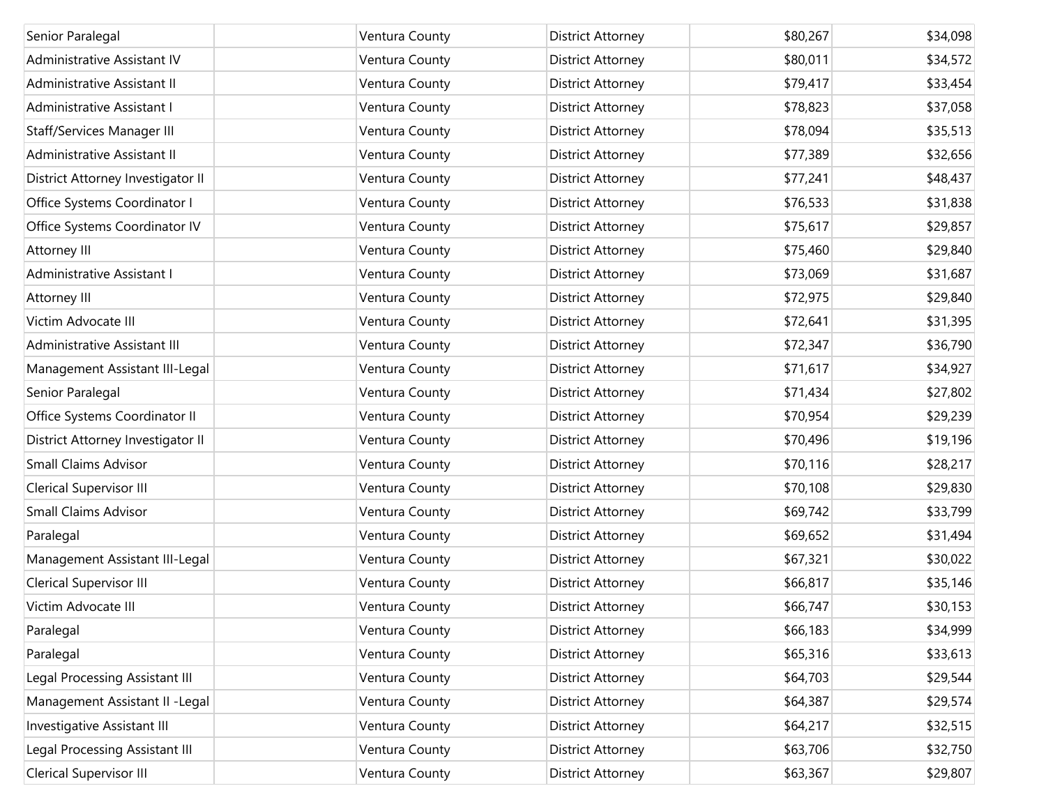|  |  |  |  |  |  |
|---|---|---|---|---|---|
| Senior Paralegal |  | Ventura County | District Attorney | $80,267 | $34,098 |
| Administrative Assistant IV |  | Ventura County | District Attorney | $80,011 | $34,572 |
| Administrative Assistant II |  | Ventura County | District Attorney | $79,417 | $33,454 |
| Administrative Assistant I |  | Ventura County | District Attorney | $78,823 | $37,058 |
| Staff/Services Manager III |  | Ventura County | District Attorney | $78,094 | $35,513 |
| Administrative Assistant II |  | Ventura County | District Attorney | $77,389 | $32,656 |
| District Attorney Investigator II |  | Ventura County | District Attorney | $77,241 | $48,437 |
| Office Systems Coordinator I |  | Ventura County | District Attorney | $76,533 | $31,838 |
| Office Systems Coordinator IV |  | Ventura County | District Attorney | $75,617 | $29,857 |
| Attorney III |  | Ventura County | District Attorney | $75,460 | $29,840 |
| Administrative Assistant I |  | Ventura County | District Attorney | $73,069 | $31,687 |
| Attorney III |  | Ventura County | District Attorney | $72,975 | $29,840 |
| Victim Advocate III |  | Ventura County | District Attorney | $72,641 | $31,395 |
| Administrative Assistant III |  | Ventura County | District Attorney | $72,347 | $36,790 |
| Management Assistant III-Legal |  | Ventura County | District Attorney | $71,617 | $34,927 |
| Senior Paralegal |  | Ventura County | District Attorney | $71,434 | $27,802 |
| Office Systems Coordinator II |  | Ventura County | District Attorney | $70,954 | $29,239 |
| District Attorney Investigator II |  | Ventura County | District Attorney | $70,496 | $19,196 |
| Small Claims Advisor |  | Ventura County | District Attorney | $70,116 | $28,217 |
| Clerical Supervisor III |  | Ventura County | District Attorney | $70,108 | $29,830 |
| Small Claims Advisor |  | Ventura County | District Attorney | $69,742 | $33,799 |
| Paralegal |  | Ventura County | District Attorney | $69,652 | $31,494 |
| Management Assistant III-Legal |  | Ventura County | District Attorney | $67,321 | $30,022 |
| Clerical Supervisor III |  | Ventura County | District Attorney | $66,817 | $35,146 |
| Victim Advocate III |  | Ventura County | District Attorney | $66,747 | $30,153 |
| Paralegal |  | Ventura County | District Attorney | $66,183 | $34,999 |
| Paralegal |  | Ventura County | District Attorney | $65,316 | $33,613 |
| Legal Processing Assistant III |  | Ventura County | District Attorney | $64,703 | $29,544 |
| Management Assistant II -Legal |  | Ventura County | District Attorney | $64,387 | $29,574 |
| Investigative Assistant III |  | Ventura County | District Attorney | $64,217 | $32,515 |
| Legal Processing Assistant III |  | Ventura County | District Attorney | $63,706 | $32,750 |
| Clerical Supervisor III |  | Ventura County | District Attorney | $63,367 | $29,807 |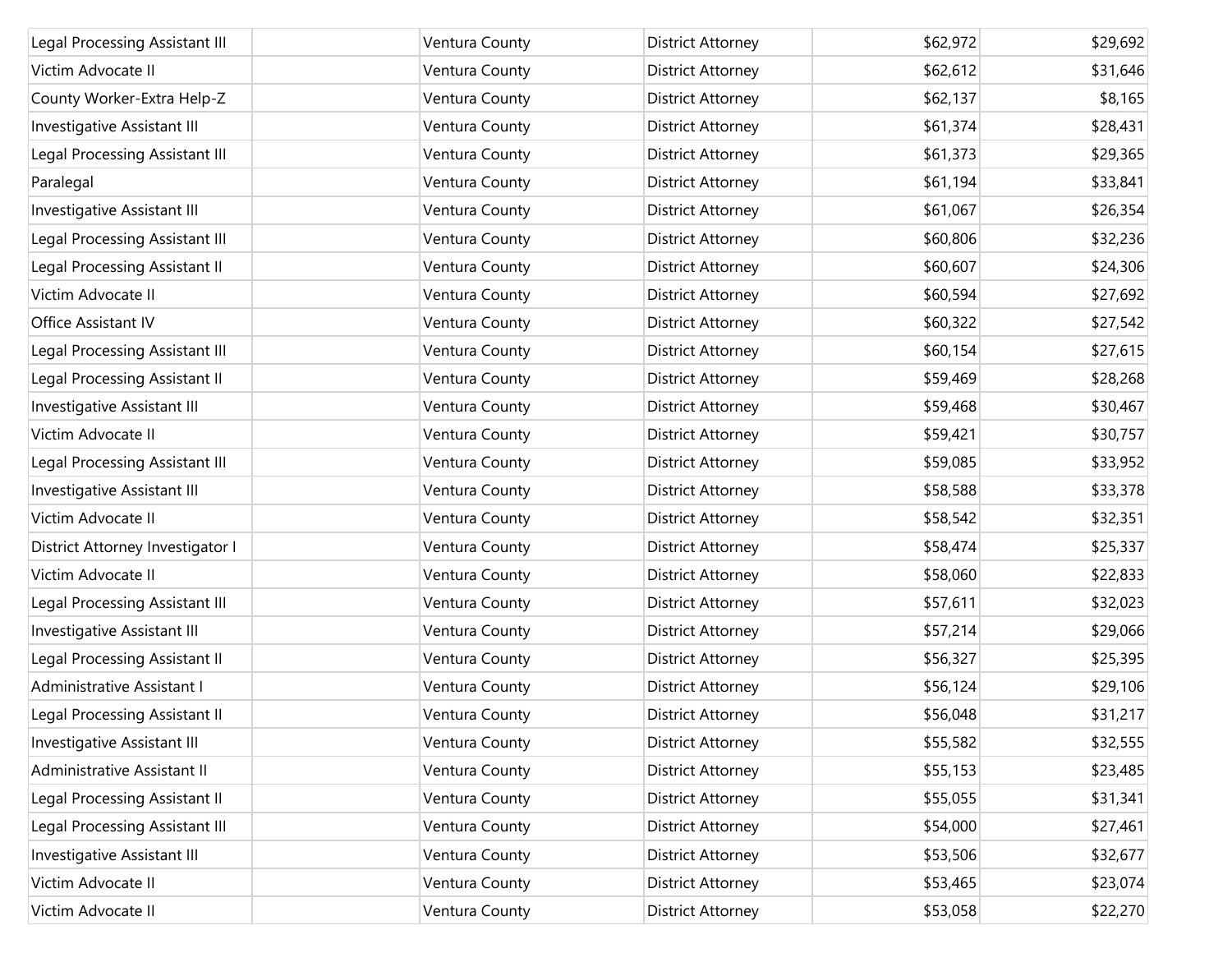| | | | | | |
|---|---|---|---|---|---|
| Legal Processing Assistant III | | Ventura County | District Attorney | $62,972 | $29,692 |
| Victim Advocate II | | Ventura County | District Attorney | $62,612 | $31,646 |
| County Worker-Extra Help-Z | | Ventura County | District Attorney | $62,137 | $8,165 |
| Investigative Assistant III | | Ventura County | District Attorney | $61,374 | $28,431 |
| Legal Processing Assistant III | | Ventura County | District Attorney | $61,373 | $29,365 |
| Paralegal | | Ventura County | District Attorney | $61,194 | $33,841 |
| Investigative Assistant III | | Ventura County | District Attorney | $61,067 | $26,354 |
| Legal Processing Assistant III | | Ventura County | District Attorney | $60,806 | $32,236 |
| Legal Processing Assistant II | | Ventura County | District Attorney | $60,607 | $24,306 |
| Victim Advocate II | | Ventura County | District Attorney | $60,594 | $27,692 |
| Office Assistant IV | | Ventura County | District Attorney | $60,322 | $27,542 |
| Legal Processing Assistant III | | Ventura County | District Attorney | $60,154 | $27,615 |
| Legal Processing Assistant II | | Ventura County | District Attorney | $59,469 | $28,268 |
| Investigative Assistant III | | Ventura County | District Attorney | $59,468 | $30,467 |
| Victim Advocate II | | Ventura County | District Attorney | $59,421 | $30,757 |
| Legal Processing Assistant III | | Ventura County | District Attorney | $59,085 | $33,952 |
| Investigative Assistant III | | Ventura County | District Attorney | $58,588 | $33,378 |
| Victim Advocate II | | Ventura County | District Attorney | $58,542 | $32,351 |
| District Attorney Investigator I | | Ventura County | District Attorney | $58,474 | $25,337 |
| Victim Advocate II | | Ventura County | District Attorney | $58,060 | $22,833 |
| Legal Processing Assistant III | | Ventura County | District Attorney | $57,611 | $32,023 |
| Investigative Assistant III | | Ventura County | District Attorney | $57,214 | $29,066 |
| Legal Processing Assistant II | | Ventura County | District Attorney | $56,327 | $25,395 |
| Administrative Assistant I | | Ventura County | District Attorney | $56,124 | $29,106 |
| Legal Processing Assistant II | | Ventura County | District Attorney | $56,048 | $31,217 |
| Investigative Assistant III | | Ventura County | District Attorney | $55,582 | $32,555 |
| Administrative Assistant II | | Ventura County | District Attorney | $55,153 | $23,485 |
| Legal Processing Assistant II | | Ventura County | District Attorney | $55,055 | $31,341 |
| Legal Processing Assistant III | | Ventura County | District Attorney | $54,000 | $27,461 |
| Investigative Assistant III | | Ventura County | District Attorney | $53,506 | $32,677 |
| Victim Advocate II | | Ventura County | District Attorney | $53,465 | $23,074 |
| Victim Advocate II | | Ventura County | District Attorney | $53,058 | $22,270 |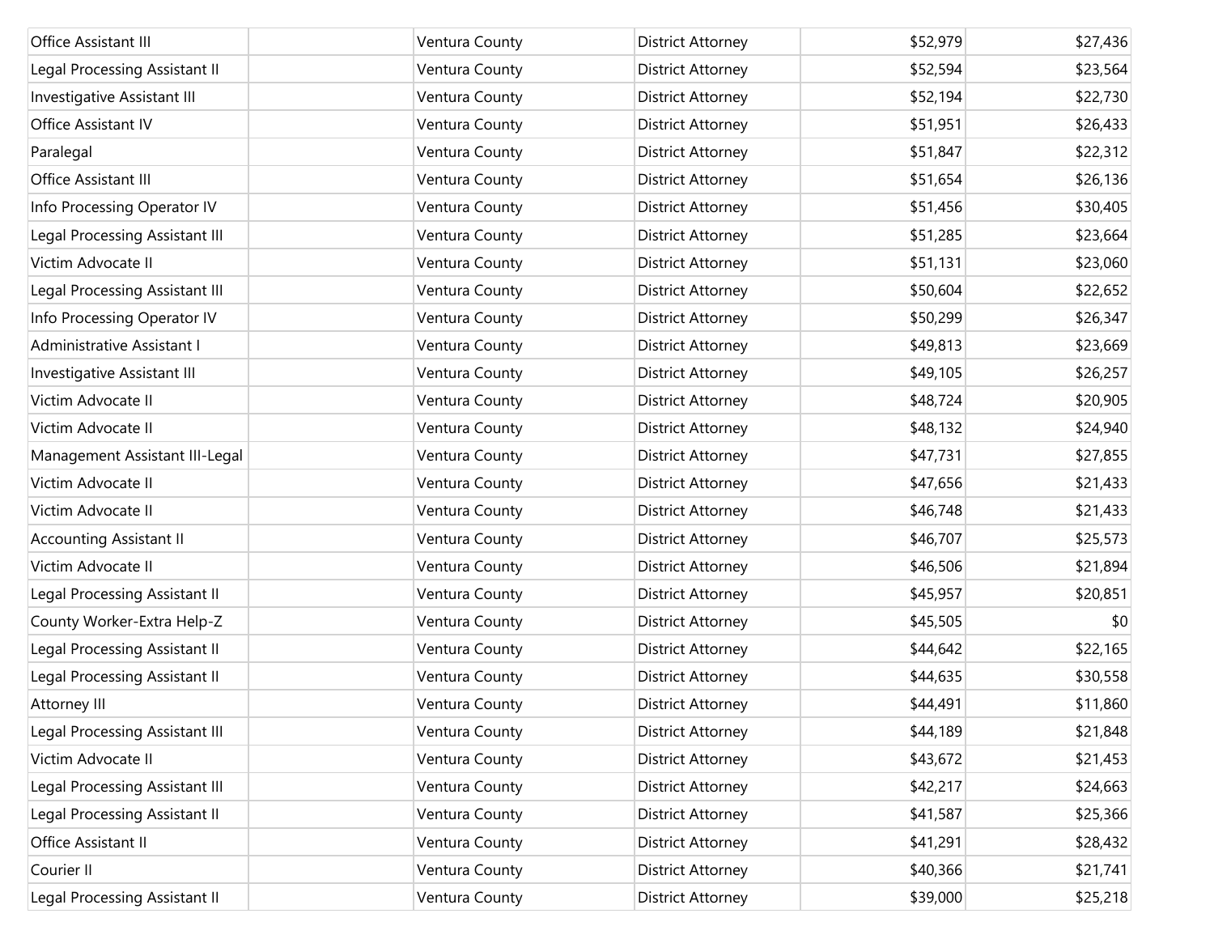| | | | | | |
|---|---|---|---|---|---|
| Office Assistant III | | Ventura County | District Attorney | $52,979 | $27,436 |
| Legal Processing Assistant II | | Ventura County | District Attorney | $52,594 | $23,564 |
| Investigative Assistant III | | Ventura County | District Attorney | $52,194 | $22,730 |
| Office Assistant IV | | Ventura County | District Attorney | $51,951 | $26,433 |
| Paralegal | | Ventura County | District Attorney | $51,847 | $22,312 |
| Office Assistant III | | Ventura County | District Attorney | $51,654 | $26,136 |
| Info Processing Operator IV | | Ventura County | District Attorney | $51,456 | $30,405 |
| Legal Processing Assistant III | | Ventura County | District Attorney | $51,285 | $23,664 |
| Victim Advocate II | | Ventura County | District Attorney | $51,131 | $23,060 |
| Legal Processing Assistant III | | Ventura County | District Attorney | $50,604 | $22,652 |
| Info Processing Operator IV | | Ventura County | District Attorney | $50,299 | $26,347 |
| Administrative Assistant I | | Ventura County | District Attorney | $49,813 | $23,669 |
| Investigative Assistant III | | Ventura County | District Attorney | $49,105 | $26,257 |
| Victim Advocate II | | Ventura County | District Attorney | $48,724 | $20,905 |
| Victim Advocate II | | Ventura County | District Attorney | $48,132 | $24,940 |
| Management Assistant III-Legal | | Ventura County | District Attorney | $47,731 | $27,855 |
| Victim Advocate II | | Ventura County | District Attorney | $47,656 | $21,433 |
| Victim Advocate II | | Ventura County | District Attorney | $46,748 | $21,433 |
| Accounting Assistant II | | Ventura County | District Attorney | $46,707 | $25,573 |
| Victim Advocate II | | Ventura County | District Attorney | $46,506 | $21,894 |
| Legal Processing Assistant II | | Ventura County | District Attorney | $45,957 | $20,851 |
| County Worker-Extra Help-Z | | Ventura County | District Attorney | $45,505 | $0 |
| Legal Processing Assistant II | | Ventura County | District Attorney | $44,642 | $22,165 |
| Legal Processing Assistant II | | Ventura County | District Attorney | $44,635 | $30,558 |
| Attorney III | | Ventura County | District Attorney | $44,491 | $11,860 |
| Legal Processing Assistant III | | Ventura County | District Attorney | $44,189 | $21,848 |
| Victim Advocate II | | Ventura County | District Attorney | $43,672 | $21,453 |
| Legal Processing Assistant III | | Ventura County | District Attorney | $42,217 | $24,663 |
| Legal Processing Assistant II | | Ventura County | District Attorney | $41,587 | $25,366 |
| Office Assistant II | | Ventura County | District Attorney | $41,291 | $28,432 |
| Courier II | | Ventura County | District Attorney | $40,366 | $21,741 |
| Legal Processing Assistant II | | Ventura County | District Attorney | $39,000 | $25,218 |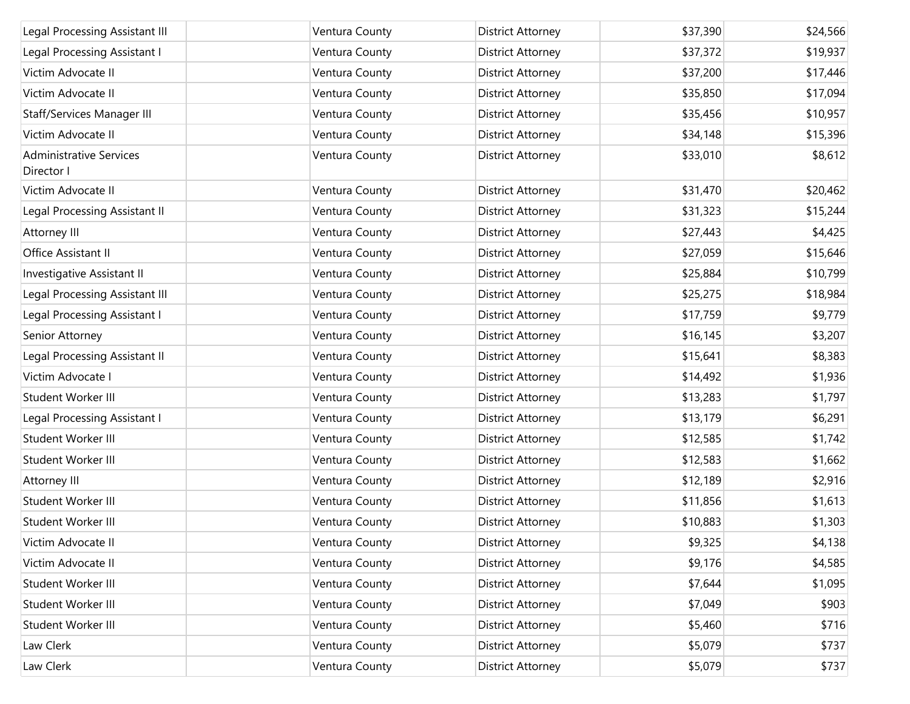| | | | | | |
|---|---|---|---|---|---|
| Legal Processing Assistant III | | Ventura County | District Attorney | $37,390 | $24,566 |
| Legal Processing Assistant I | | Ventura County | District Attorney | $37,372 | $19,937 |
| Victim Advocate II | | Ventura County | District Attorney | $37,200 | $17,446 |
| Victim Advocate II | | Ventura County | District Attorney | $35,850 | $17,094 |
| Staff/Services Manager III | | Ventura County | District Attorney | $35,456 | $10,957 |
| Victim Advocate II | | Ventura County | District Attorney | $34,148 | $15,396 |
| Administrative Services Director I | | Ventura County | District Attorney | $33,010 | $8,612 |
| Victim Advocate II | | Ventura County | District Attorney | $31,470 | $20,462 |
| Legal Processing Assistant II | | Ventura County | District Attorney | $31,323 | $15,244 |
| Attorney III | | Ventura County | District Attorney | $27,443 | $4,425 |
| Office Assistant II | | Ventura County | District Attorney | $27,059 | $15,646 |
| Investigative Assistant II | | Ventura County | District Attorney | $25,884 | $10,799 |
| Legal Processing Assistant III | | Ventura County | District Attorney | $25,275 | $18,984 |
| Legal Processing Assistant I | | Ventura County | District Attorney | $17,759 | $9,779 |
| Senior Attorney | | Ventura County | District Attorney | $16,145 | $3,207 |
| Legal Processing Assistant II | | Ventura County | District Attorney | $15,641 | $8,383 |
| Victim Advocate I | | Ventura County | District Attorney | $14,492 | $1,936 |
| Student Worker III | | Ventura County | District Attorney | $13,283 | $1,797 |
| Legal Processing Assistant I | | Ventura County | District Attorney | $13,179 | $6,291 |
| Student Worker III | | Ventura County | District Attorney | $12,585 | $1,742 |
| Student Worker III | | Ventura County | District Attorney | $12,583 | $1,662 |
| Attorney III | | Ventura County | District Attorney | $12,189 | $2,916 |
| Student Worker III | | Ventura County | District Attorney | $11,856 | $1,613 |
| Student Worker III | | Ventura County | District Attorney | $10,883 | $1,303 |
| Victim Advocate II | | Ventura County | District Attorney | $9,325 | $4,138 |
| Victim Advocate II | | Ventura County | District Attorney | $9,176 | $4,585 |
| Student Worker III | | Ventura County | District Attorney | $7,644 | $1,095 |
| Student Worker III | | Ventura County | District Attorney | $7,049 | $903 |
| Student Worker III | | Ventura County | District Attorney | $5,460 | $716 |
| Law Clerk | | Ventura County | District Attorney | $5,079 | $737 |
| Law Clerk | | Ventura County | District Attorney | $5,079 | $737 |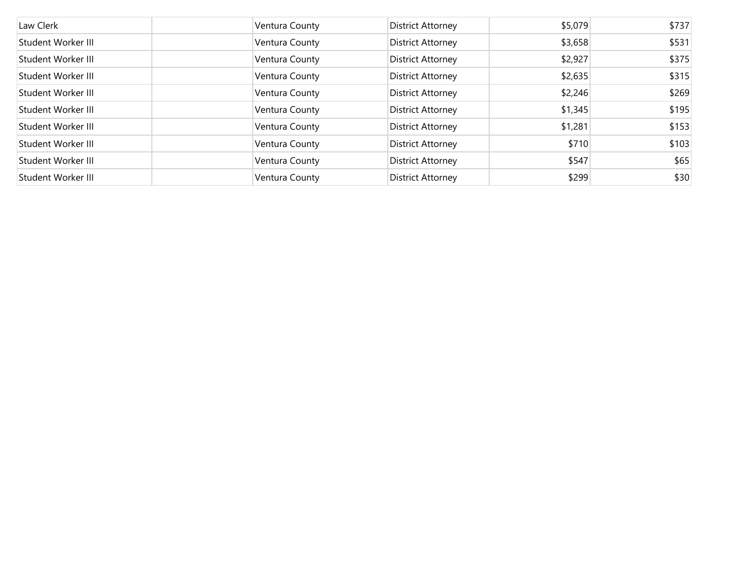| | | | | | |
|---|---|---|---|---|---|
| Law Clerk | | Ventura County | District Attorney | $5,079 | $737 |
| Student Worker III | | Ventura County | District Attorney | $3,658 | $531 |
| Student Worker III | | Ventura County | District Attorney | $2,927 | $375 |
| Student Worker III | | Ventura County | District Attorney | $2,635 | $315 |
| Student Worker III | | Ventura County | District Attorney | $2,246 | $269 |
| Student Worker III | | Ventura County | District Attorney | $1,345 | $195 |
| Student Worker III | | Ventura County | District Attorney | $1,281 | $153 |
| Student Worker III | | Ventura County | District Attorney | $710 | $103 |
| Student Worker III | | Ventura County | District Attorney | $547 | $65 |
| Student Worker III | | Ventura County | District Attorney | $299 | $30 |